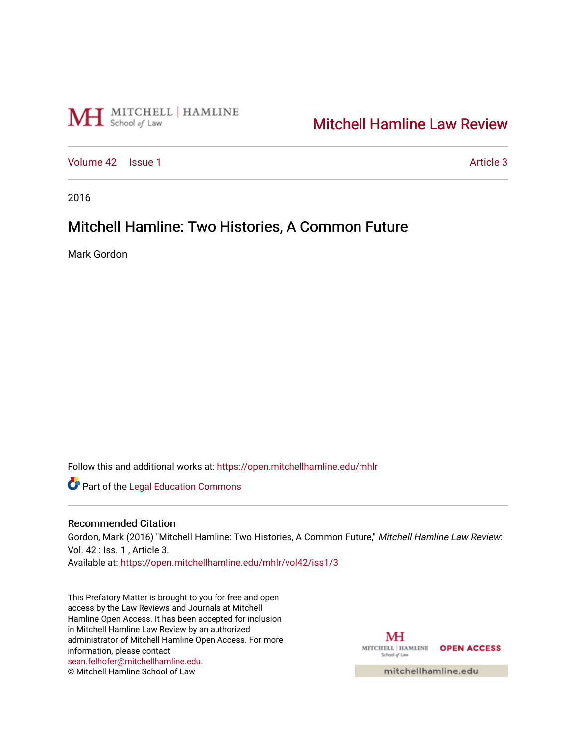Mitchell Hamline Law Review

Volume 42 | Issue 1 | Article 3

2016

# Mitchell Hamline: Two Histories, A Common Future

Mark Gordon

Follow this and additional works at: https://open.mitchellhamline.edu/mhlr

Part of the Legal Education Commons

## Recommended Citation

Gordon, Mark (2016) "Mitchell Hamline: Two Histories, A Common Future," *Mitchell Hamline Law Review*: Vol. 42 : Iss. 1 , Article 3.
Available at: https://open.mitchellhamline.edu/mhlr/vol42/iss1/3

This Prefatory Matter is brought to you for free and open access by the Law Reviews and Journals at Mitchell Hamline Open Access. It has been accepted for inclusion in Mitchell Hamline Law Review by an authorized administrator of Mitchell Hamline Open Access. For more information, please contact sean.felhofer@mitchellhamline.edu.
© Mitchell Hamline School of Law

MITCHELL | HAMLINE School of Law OPEN ACCESS

mitchellhamline.edu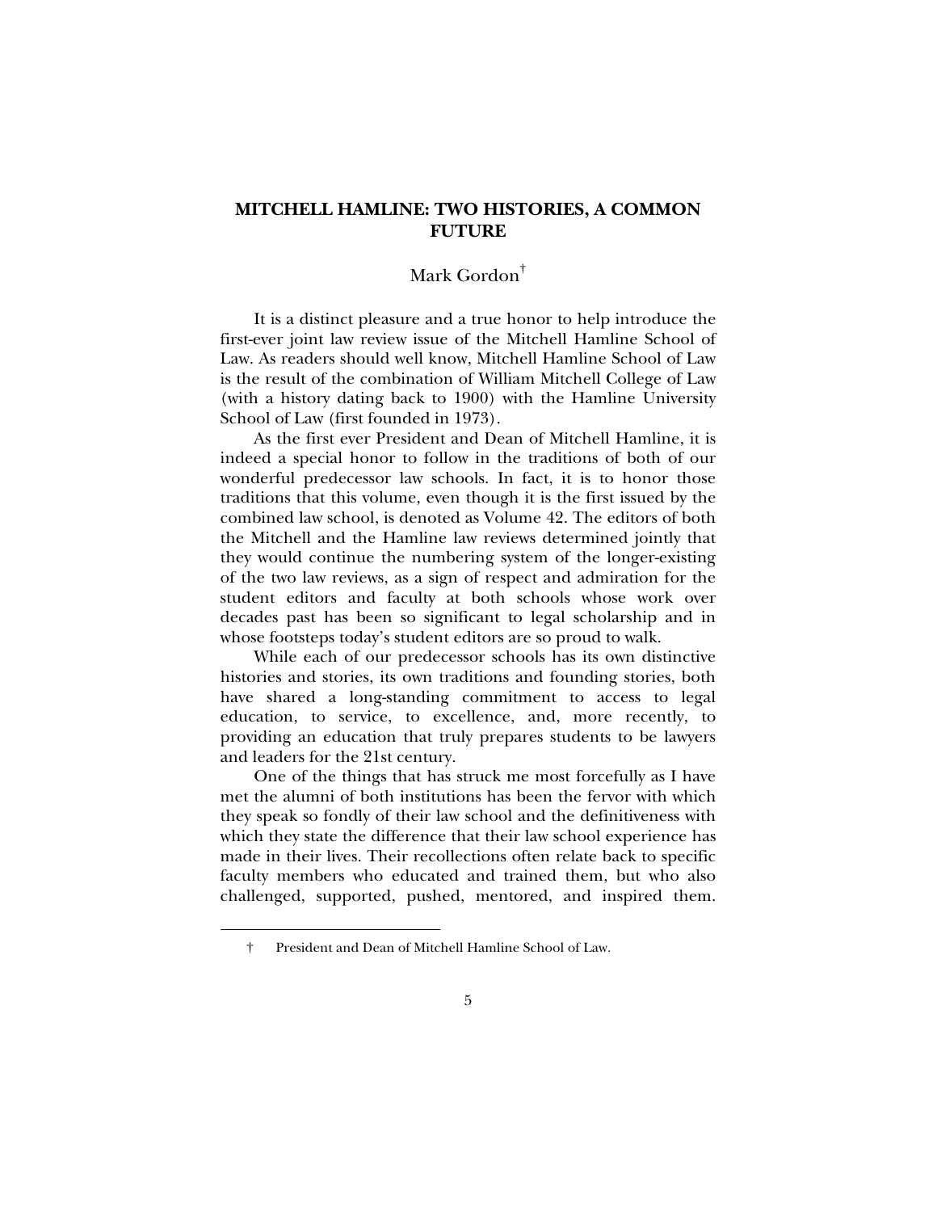# MITCHELL HAMLINE: TWO HISTORIES, A COMMON FUTURE

Mark Gordon[†]

It is a distinct pleasure and a true honor to help introduce the first-ever joint law review issue of the Mitchell Hamline School of Law. As readers should well know, Mitchell Hamline School of Law is the result of the combination of William Mitchell College of Law (with a history dating back to 1900) with the Hamline University School of Law (first founded in 1973).

As the first ever President and Dean of Mitchell Hamline, it is indeed a special honor to follow in the traditions of both of our wonderful predecessor law schools. In fact, it is to honor those traditions that this volume, even though it is the first issued by the combined law school, is denoted as Volume 42. The editors of both the Mitchell and the Hamline law reviews determined jointly that they would continue the numbering system of the longer-existing of the two law reviews, as a sign of respect and admiration for the student editors and faculty at both schools whose work over decades past has been so significant to legal scholarship and in whose footsteps today's student editors are so proud to walk.

While each of our predecessor schools has its own distinctive histories and stories, its own traditions and founding stories, both have shared a long-standing commitment to access to legal education, to service, to excellence, and, more recently, to providing an education that truly prepares students to be lawyers and leaders for the 21st century.

One of the things that has struck me most forcefully as I have met the alumni of both institutions has been the fervor with which they speak so fondly of their law school and the definitiveness with which they state the difference that their law school experience has made in their lives. Their recollections often relate back to specific faculty members who educated and trained them, but who also challenged, supported, pushed, mentored, and inspired them.

---

[†] President and Dean of Mitchell Hamline School of Law.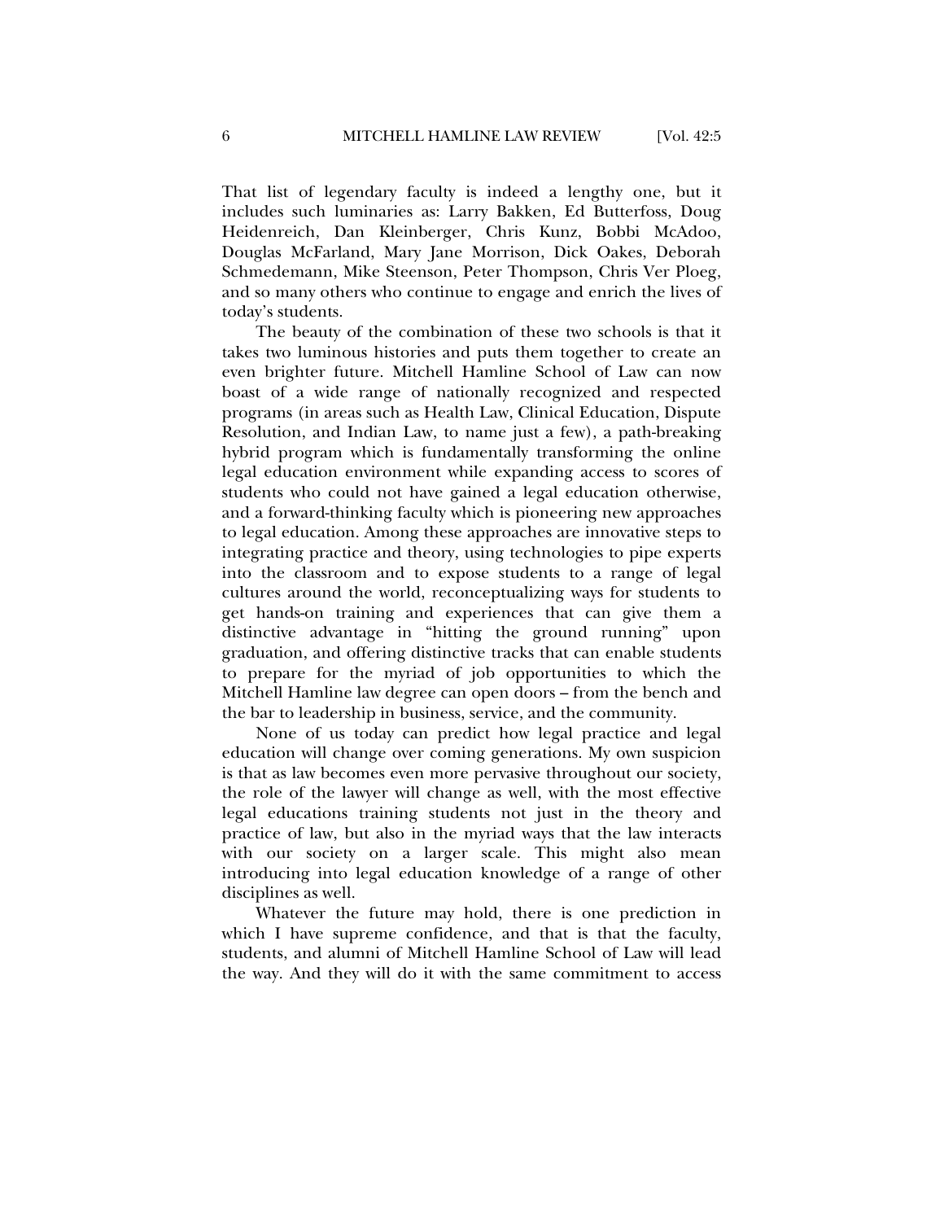That list of legendary faculty is indeed a lengthy one, but it includes such luminaries as: Larry Bakken, Ed Butterfoss, Doug Heidenreich, Dan Kleinberger, Chris Kunz, Bobbi McAdoo, Douglas McFarland, Mary Jane Morrison, Dick Oakes, Deborah Schmedemann, Mike Steenson, Peter Thompson, Chris Ver Ploeg, and so many others who continue to engage and enrich the lives of today's students.

The beauty of the combination of these two schools is that it takes two luminous histories and puts them together to create an even brighter future. Mitchell Hamline School of Law can now boast of a wide range of nationally recognized and respected programs (in areas such as Health Law, Clinical Education, Dispute Resolution, and Indian Law, to name just a few), a path-breaking hybrid program which is fundamentally transforming the online legal education environment while expanding access to scores of students who could not have gained a legal education otherwise, and a forward-thinking faculty which is pioneering new approaches to legal education. Among these approaches are innovative steps to integrating practice and theory, using technologies to pipe experts into the classroom and to expose students to a range of legal cultures around the world, reconceptualizing ways for students to get hands-on training and experiences that can give them a distinctive advantage in "hitting the ground running" upon graduation, and offering distinctive tracks that can enable students to prepare for the myriad of job opportunities to which the Mitchell Hamline law degree can open doors – from the bench and the bar to leadership in business, service, and the community.

None of us today can predict how legal practice and legal education will change over coming generations. My own suspicion is that as law becomes even more pervasive throughout our society, the role of the lawyer will change as well, with the most effective legal educations training students not just in the theory and practice of law, but also in the myriad ways that the law interacts with our society on a larger scale. This might also mean introducing into legal education knowledge of a range of other disciplines as well.

Whatever the future may hold, there is one prediction in which I have supreme confidence, and that is that the faculty, students, and alumni of Mitchell Hamline School of Law will lead the way. And they will do it with the same commitment to access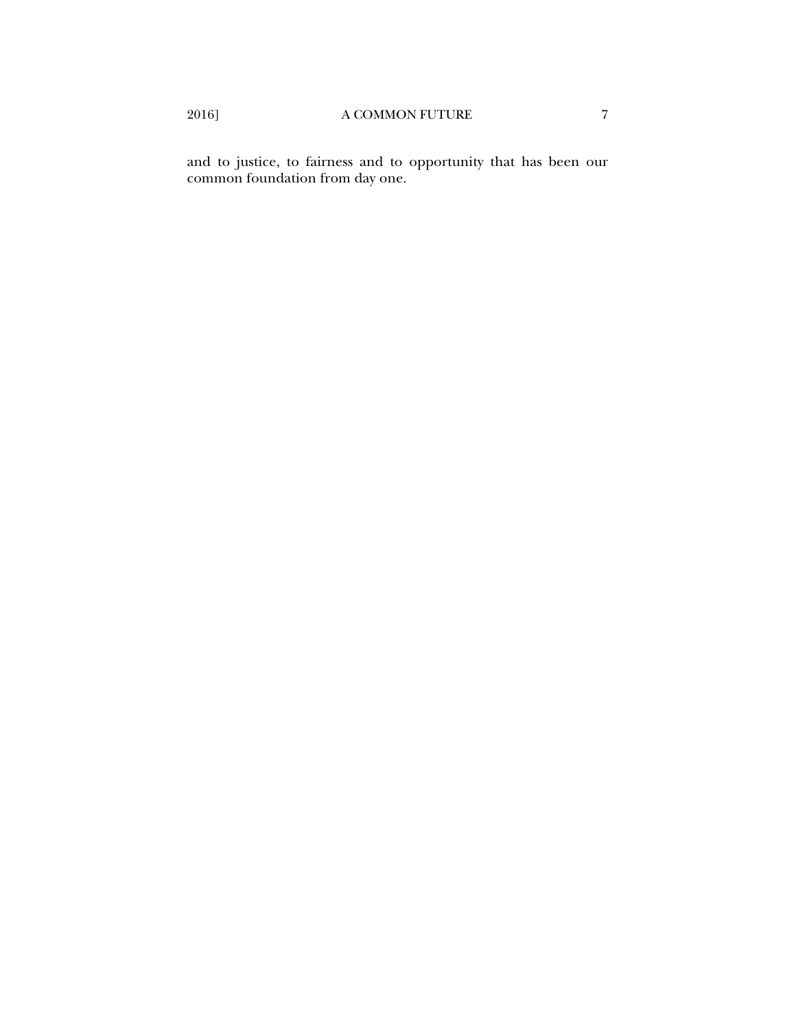and to justice, to fairness and to opportunity that has been our common foundation from day one.